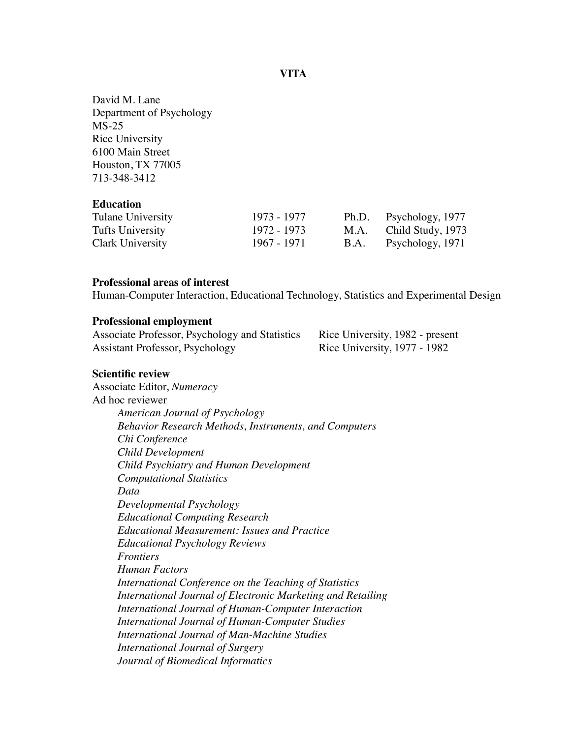# VITA

David M. Lane
Department of Psychology
MS-25
Rice University
6100 Main Street
Houston, TX 77005
713-348-3412

**Education**

| | | | |
|---|---|---|---|
| Tulane University | 1973 - 1977 | Ph.D. | Psychology, 1977 |
| Tufts University | 1972 - 1973 | M.A. | Child Study, 1973 |
| Clark University | 1967 - 1971 | B.A. | Psychology, 1971 |

**Professional areas of interest**

Human-Computer Interaction, Educational Technology, Statistics and Experimental Design

**Professional employment**

| | |
|---|---|
| Associate Professor, Psychology and Statistics | Rice University, 1982 - present |
| Assistant Professor, Psychology | Rice University, 1977 - 1982 |

**Scientific review**

Associate Editor, *Numeracy*

Ad hoc reviewer

- *American Journal of Psychology*
- *Behavior Research Methods, Instruments, and Computers*
- *Chi Conference*
- *Child Development*
- *Child Psychiatry and Human Development*
- *Computational Statistics*
- *Data*
- *Developmental Psychology*
- *Educational Computing Research*
- *Educational Measurement: Issues and Practice*
- *Educational Psychology Reviews*
- *Frontiers*
- *Human Factors*
- *International Conference on the Teaching of Statistics*
- *International Journal of Electronic Marketing and Retailing*
- *International Journal of Human-Computer Interaction*
- *International Journal of Human-Computer Studies*
- *International Journal of Man-Machine Studies*
- *International Journal of Surgery*
- *Journal of Biomedical Informatics*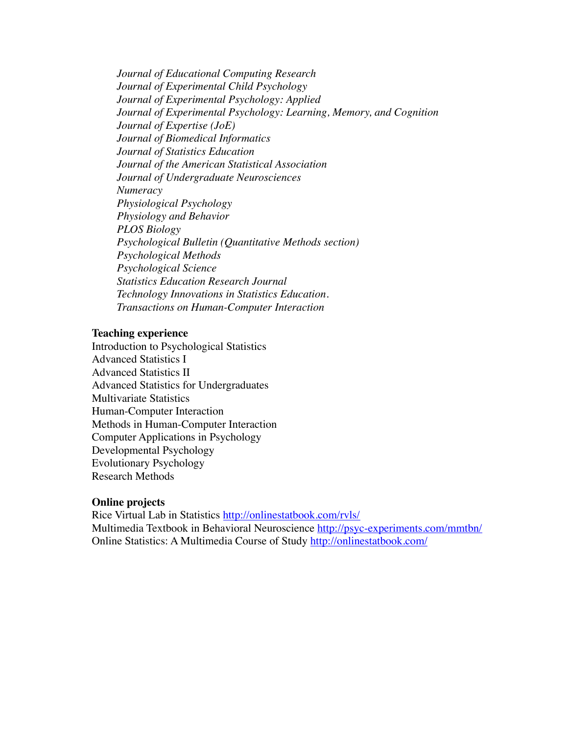*Journal of Educational Computing Research*
*Journal of Experimental Child Psychology*
*Journal of Experimental Psychology: Applied*
*Journal of Experimental Psychology: Learning, Memory, and Cognition*
*Journal of Expertise (JoE)*
*Journal of Biomedical Informatics*
*Journal of Statistics Education*
*Journal of the American Statistical Association*
*Journal of Undergraduate Neurosciences*
*Numeracy*
*Physiological Psychology*
*Physiology and Behavior*
*PLOS Biology*
*Psychological Bulletin (Quantitative Methods section)*
*Psychological Methods*
*Psychological Science*
*Statistics Education Research Journal*
*Technology Innovations in Statistics Education.*
*Transactions on Human-Computer Interaction*

**Teaching experience**

Introduction to Psychological Statistics
Advanced Statistics I
Advanced Statistics II
Advanced Statistics for Undergraduates
Multivariate Statistics
Human-Computer Interaction
Methods in Human-Computer Interaction
Computer Applications in Psychology
Developmental Psychology
Evolutionary Psychology
Research Methods

**Online projects**

Rice Virtual Lab in Statistics http://onlinestatbook.com/rvls/
Multimedia Textbook in Behavioral Neuroscience http://psyc-experiments.com/mmtbn/
Online Statistics: A Multimedia Course of Study http://onlinestatbook.com/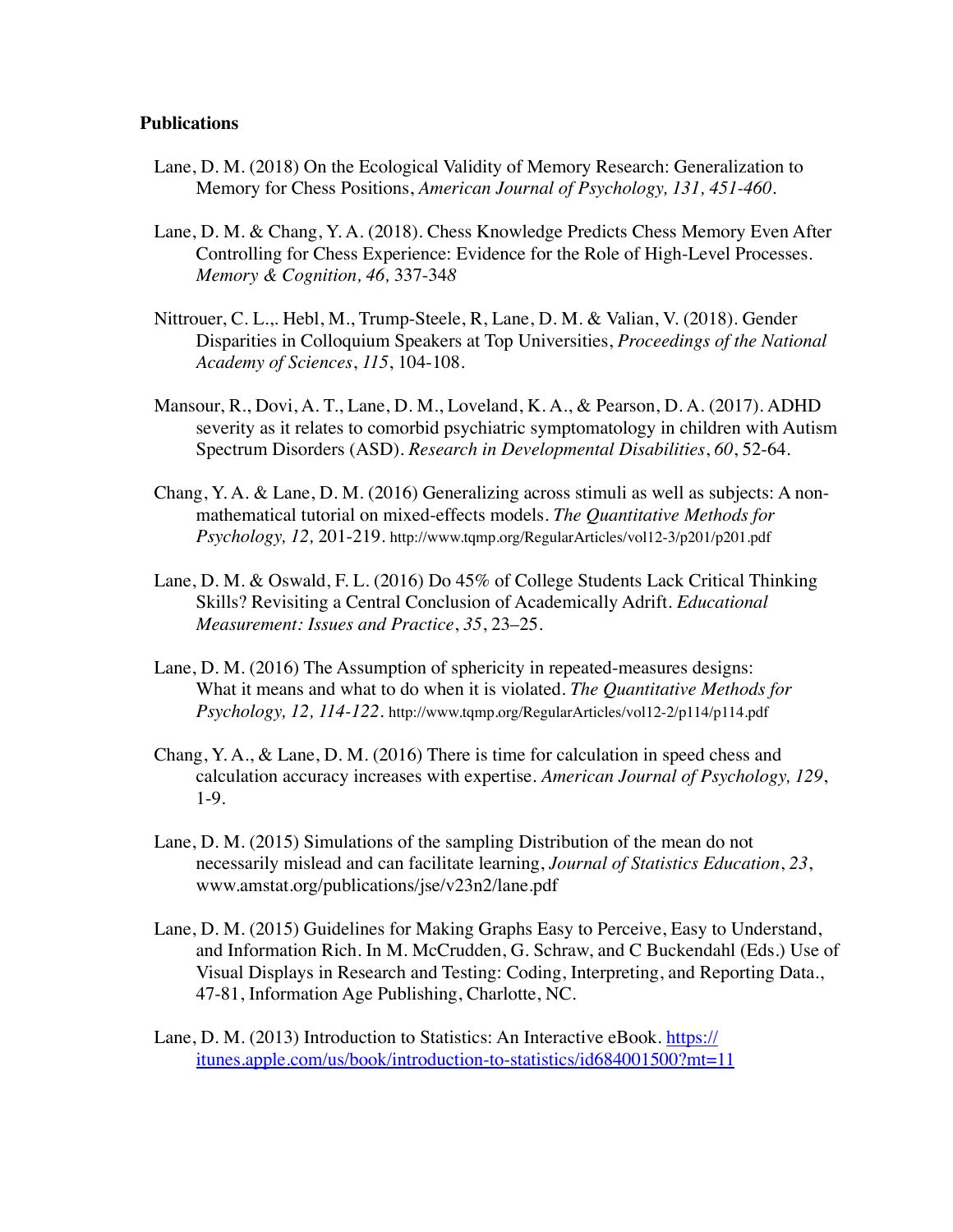**Publications**

Lane, D. M. (2018) On the Ecological Validity of Memory Research: Generalization to Memory for Chess Positions, *American Journal of Psychology, 131, 451-460*.

Lane, D. M. & Chang, Y. A. (2018). Chess Knowledge Predicts Chess Memory Even After Controlling for Chess Experience: Evidence for the Role of High-Level Processes. *Memory & Cognition, 46,* 337-348

Nittrouer, C. L.,. Hebl, M., Trump-Steele, R, Lane, D. M. & Valian, V. (2018). Gender Disparities in Colloquium Speakers at Top Universities, *Proceedings of the National Academy of Sciences*, *115*, 104-108.

Mansour, R., Dovi, A. T., Lane, D. M., Loveland, K. A., & Pearson, D. A. (2017). ADHD severity as it relates to comorbid psychiatric symptomatology in children with Autism Spectrum Disorders (ASD). *Research in Developmental Disabilities*, *60*, 52-64.

Chang, Y. A. & Lane, D. M. (2016) Generalizing across stimuli as well as subjects: A non-mathematical tutorial on mixed-effects models. *The Quantitative Methods for Psychology, 12,* 201-219. http://www.tqmp.org/RegularArticles/vol12-3/p201/p201.pdf

Lane, D. M. & Oswald, F. L. (2016) Do 45% of College Students Lack Critical Thinking Skills? Revisiting a Central Conclusion of Academically Adrift. *Educational Measurement: Issues and Practice*, *35*, 23–25.

Lane, D. M. (2016) The Assumption of sphericity in repeated-measures designs: What it means and what to do when it is violated. *The Quantitative Methods for Psychology, 12, 114-122*. http://www.tqmp.org/RegularArticles/vol12-2/p114/p114.pdf

Chang, Y. A., & Lane, D. M. (2016) There is time for calculation in speed chess and calculation accuracy increases with expertise. *American Journal of Psychology, 129*, 1-9.

Lane, D. M. (2015) Simulations of the sampling Distribution of the mean do not necessarily mislead and can facilitate learning, *Journal of Statistics Education*, *23*, www.amstat.org/publications/jse/v23n2/lane.pdf

Lane, D. M. (2015) Guidelines for Making Graphs Easy to Perceive, Easy to Understand, and Information Rich. In M. McCrudden, G. Schraw, and C Buckendahl (Eds.) Use of Visual Displays in Research and Testing: Coding, Interpreting, and Reporting Data., 47-81, Information Age Publishing, Charlotte, NC.

Lane, D. M. (2013) Introduction to Statistics: An Interactive eBook. [https://itunes.apple.com/us/book/introduction-to-statistics/id684001500?mt=11](https://itunes.apple.com/us/book/introduction-to-statistics/id684001500?mt=11)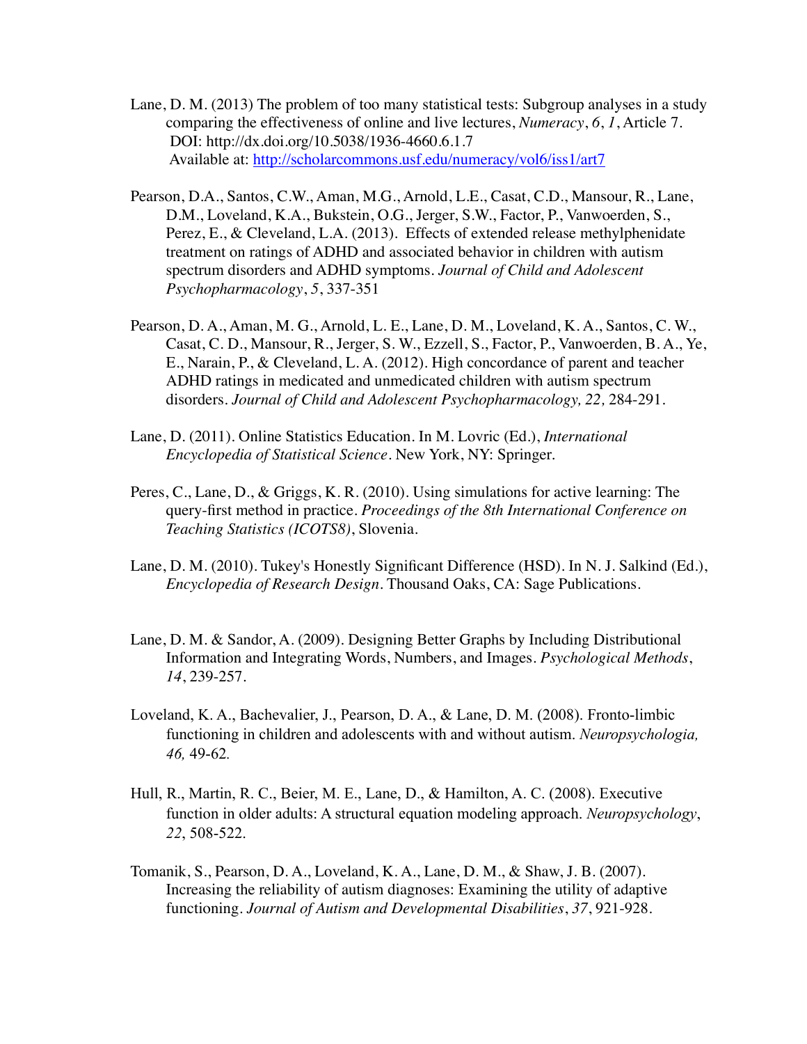Lane, D. M. (2013) The problem of too many statistical tests: Subgroup analyses in a study comparing the effectiveness of online and live lectures, *Numeracy*, *6*, *1*, Article 7. DOI: http://dx.doi.org/10.5038/1936-4660.6.1.7 Available at: http://scholarcommons.usf.edu/numeracy/vol6/iss1/art7

Pearson, D.A., Santos, C.W., Aman, M.G., Arnold, L.E., Casat, C.D., Mansour, R., Lane, D.M., Loveland, K.A., Bukstein, O.G., Jerger, S.W., Factor, P., Vanwoerden, S., Perez, E., & Cleveland, L.A. (2013). Effects of extended release methylphenidate treatment on ratings of ADHD and associated behavior in children with autism spectrum disorders and ADHD symptoms. *Journal of Child and Adolescent Psychopharmacology*, *5*, 337-351

Pearson, D. A., Aman, M. G., Arnold, L. E., Lane, D. M., Loveland, K. A., Santos, C. W., Casat, C. D., Mansour, R., Jerger, S. W., Ezzell, S., Factor, P., Vanwoerden, B. A., Ye, E., Narain, P., & Cleveland, L. A. (2012). High concordance of parent and teacher ADHD ratings in medicated and unmedicated children with autism spectrum disorders. *Journal of Child and Adolescent Psychopharmacology, 22,* 284-291.

Lane, D. (2011). Online Statistics Education. In M. Lovric (Ed.), *International Encyclopedia of Statistical Science*. New York, NY: Springer.

Peres, C., Lane, D., & Griggs, K. R. (2010). Using simulations for active learning: The query-first method in practice. *Proceedings of the 8th International Conference on Teaching Statistics (ICOTS8)*, Slovenia.

Lane, D. M. (2010). Tukey's Honestly Significant Difference (HSD). In N. J. Salkind (Ed.), *Encyclopedia of Research Design*. Thousand Oaks, CA: Sage Publications.

Lane, D. M. & Sandor, A. (2009). Designing Better Graphs by Including Distributional Information and Integrating Words, Numbers, and Images. *Psychological Methods*, *14*, 239-257.

Loveland, K. A., Bachevalier, J., Pearson, D. A., & Lane, D. M. (2008). Fronto-limbic functioning in children and adolescents with and without autism. *Neuropsychologia, 46,* 49-62.

Hull, R., Martin, R. C., Beier, M. E., Lane, D., & Hamilton, A. C. (2008). Executive function in older adults: A structural equation modeling approach. *Neuropsychology*, *22*, 508-522.

Tomanik, S., Pearson, D. A., Loveland, K. A., Lane, D. M., & Shaw, J. B. (2007). Increasing the reliability of autism diagnoses: Examining the utility of adaptive functioning. *Journal of Autism and Developmental Disabilities*, *37*, 921-928.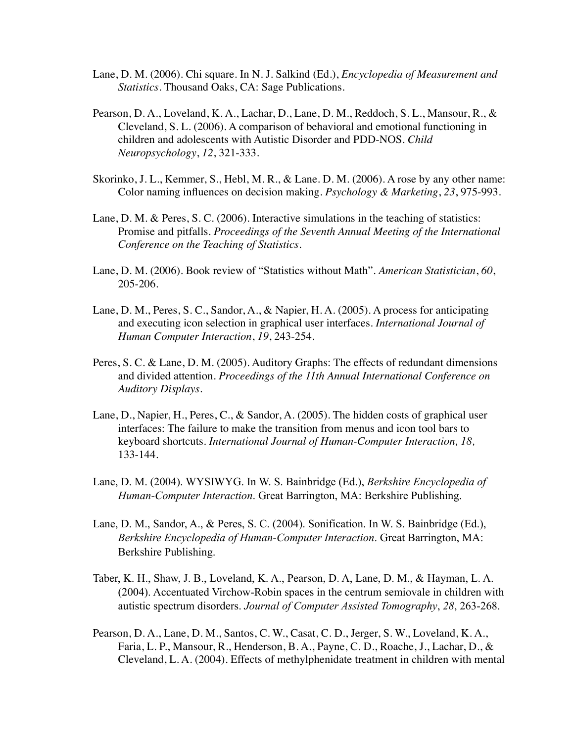Lane, D. M. (2006). Chi square. In N. J. Salkind (Ed.), *Encyclopedia of Measurement and Statistics*. Thousand Oaks, CA: Sage Publications.

Pearson, D. A., Loveland, K. A., Lachar, D., Lane, D. M., Reddoch, S. L., Mansour, R., & Cleveland, S. L. (2006). A comparison of behavioral and emotional functioning in children and adolescents with Autistic Disorder and PDD-NOS. *Child Neuropsychology*, *12*, 321-333.

Skorinko, J. L., Kemmer, S., Hebl, M. R., & Lane. D. M. (2006). A rose by any other name: Color naming influences on decision making. *Psychology & Marketing*, *23*, 975-993.

Lane, D. M. & Peres, S. C. (2006). Interactive simulations in the teaching of statistics: Promise and pitfalls. *Proceedings of the Seventh Annual Meeting of the International Conference on the Teaching of Statistics*.

Lane, D. M. (2006). Book review of "Statistics without Math". *American Statistician*, *60*, 205-206.

Lane, D. M., Peres, S. C., Sandor, A., & Napier, H. A. (2005). A process for anticipating and executing icon selection in graphical user interfaces. *International Journal of Human Computer Interaction*, *19*, 243-254.

Peres, S. C. & Lane, D. M. (2005). Auditory Graphs: The effects of redundant dimensions and divided attention. *Proceedings of the 11th Annual International Conference on Auditory Displays*.

Lane, D., Napier, H., Peres, C., & Sandor, A. (2005). The hidden costs of graphical user interfaces: The failure to make the transition from menus and icon tool bars to keyboard shortcuts. *International Journal of Human-Computer Interaction, 18,* 133-144.

Lane, D. M. (2004). WYSIWYG. In W. S. Bainbridge (Ed.), *Berkshire Encyclopedia of Human-Computer Interaction*. Great Barrington, MA: Berkshire Publishing.

Lane, D. M., Sandor, A., & Peres, S. C. (2004). Sonification. In W. S. Bainbridge (Ed.), *Berkshire Encyclopedia of Human-Computer Interaction*. Great Barrington, MA: Berkshire Publishing.

Taber, K. H., Shaw, J. B., Loveland, K. A., Pearson, D. A, Lane, D. M., & Hayman, L. A. (2004). Accentuated Virchow-Robin spaces in the centrum semiovale in children with autistic spectrum disorders. *Journal of Computer Assisted Tomography*, *28*, 263-268.

Pearson, D. A., Lane, D. M., Santos, C. W., Casat, C. D., Jerger, S. W., Loveland, K. A., Faria, L. P., Mansour, R., Henderson, B. A., Payne, C. D., Roache, J., Lachar, D., & Cleveland, L. A. (2004). Effects of methylphenidate treatment in children with mental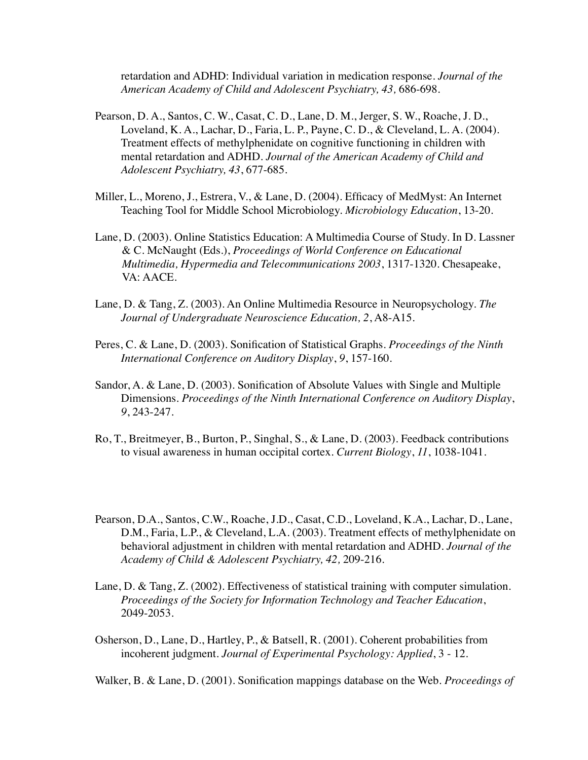retardation and ADHD: Individual variation in medication response. *Journal of the American Academy of Child and Adolescent Psychiatry, 43,* 686-698.

Pearson, D. A., Santos, C. W., Casat, C. D., Lane, D. M., Jerger, S. W., Roache, J. D., Loveland, K. A., Lachar, D., Faria, L. P., Payne, C. D., & Cleveland, L. A. (2004). Treatment effects of methylphenidate on cognitive functioning in children with mental retardation and ADHD. *Journal of the American Academy of Child and Adolescent Psychiatry, 43*, 677-685.

Miller, L., Moreno, J., Estrera, V., & Lane, D. (2004). Efficacy of MedMyst: An Internet Teaching Tool for Middle School Microbiology. *Microbiology Education*, 13-20.

Lane, D. (2003). Online Statistics Education: A Multimedia Course of Study. In D. Lassner & C. McNaught (Eds.), *Proceedings of World Conference on Educational Multimedia, Hypermedia and Telecommunications 2003*, 1317-1320. Chesapeake, VA: AACE.

Lane, D. & Tang, Z. (2003). An Online Multimedia Resource in Neuropsychology. *The Journal of Undergraduate Neuroscience Education, 2*, A8-A15.

Peres, C. & Lane, D. (2003). Sonification of Statistical Graphs. *Proceedings of the Ninth International Conference on Auditory Display*, *9*, 157-160.

Sandor, A. & Lane, D. (2003). Sonification of Absolute Values with Single and Multiple Dimensions. *Proceedings of the Ninth International Conference on Auditory Display*, *9*, 243-247.

Ro, T., Breitmeyer, B., Burton, P., Singhal, S., & Lane, D. (2003). Feedback contributions to visual awareness in human occipital cortex. *Current Biology*, *11*, 1038-1041.

Pearson, D.A., Santos, C.W., Roache, J.D., Casat, C.D., Loveland, K.A., Lachar, D., Lane, D.M., Faria, L.P., & Cleveland, L.A. (2003). Treatment effects of methylphenidate on behavioral adjustment in children with mental retardation and ADHD. *Journal of the Academy of Child & Adolescent Psychiatry, 42,* 209-216.

Lane, D. & Tang, Z. (2002). Effectiveness of statistical training with computer simulation. *Proceedings of the Society for Information Technology and Teacher Education*, 2049-2053.

Osherson, D., Lane, D., Hartley, P., & Batsell, R. (2001). Coherent probabilities from incoherent judgment. *Journal of Experimental Psychology: Applied*, 3 - 12.

Walker, B. & Lane, D. (2001). Sonification mappings database on the Web. *Proceedings of*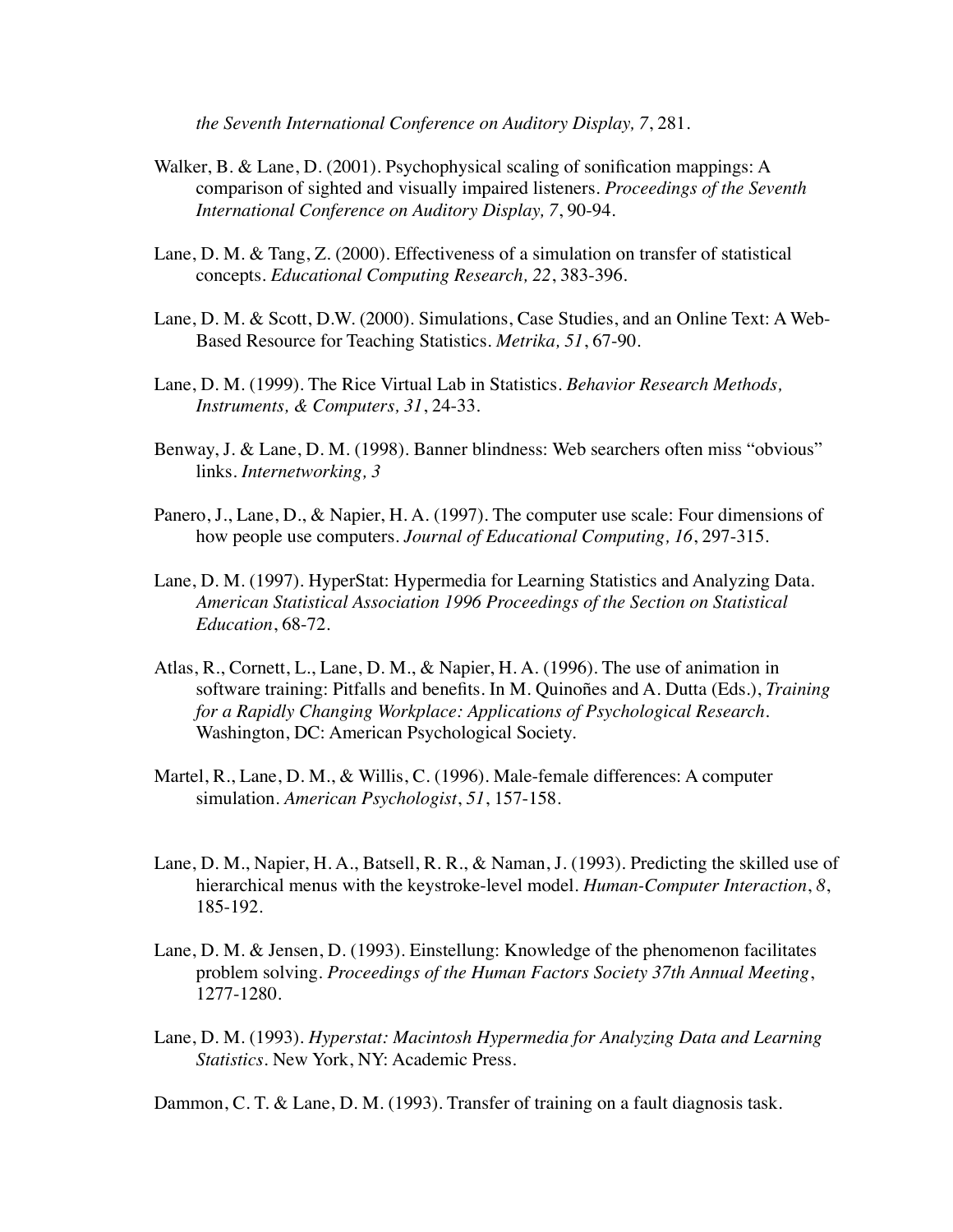*the Seventh International Conference on Auditory Display, 7*, 281.

Walker, B. & Lane, D. (2001). Psychophysical scaling of sonification mappings: A comparison of sighted and visually impaired listeners. *Proceedings of the Seventh International Conference on Auditory Display, 7*, 90-94.

Lane, D. M. & Tang, Z. (2000). Effectiveness of a simulation on transfer of statistical concepts. *Educational Computing Research, 22*, 383-396.

Lane, D. M. & Scott, D.W. (2000). Simulations, Case Studies, and an Online Text: A Web-Based Resource for Teaching Statistics. *Metrika, 51*, 67-90.

Lane, D. M. (1999). The Rice Virtual Lab in Statistics. *Behavior Research Methods, Instruments, & Computers, 31*, 24-33.

Benway, J. & Lane, D. M. (1998). Banner blindness: Web searchers often miss "obvious" links. *Internetworking, 3*

Panero, J., Lane, D., & Napier, H. A. (1997). The computer use scale: Four dimensions of how people use computers. *Journal of Educational Computing, 16*, 297-315.

Lane, D. M. (1997). HyperStat: Hypermedia for Learning Statistics and Analyzing Data. *American Statistical Association 1996 Proceedings of the Section on Statistical Education*, 68-72.

Atlas, R., Cornett, L., Lane, D. M., & Napier, H. A. (1996). The use of animation in software training: Pitfalls and benefits. In M. Quiñones and A. Dutta (Eds.), *Training for a Rapidly Changing Workplace: Applications of Psychological Research*. Washington, DC: American Psychological Society.

Martel, R., Lane, D. M., & Willis, C. (1996). Male-female differences: A computer simulation. *American Psychologist*, *51*, 157-158.

Lane, D. M., Napier, H. A., Batsell, R. R., & Naman, J. (1993). Predicting the skilled use of hierarchical menus with the keystroke-level model. *Human-Computer Interaction*, *8*, 185-192.

Lane, D. M. & Jensen, D. (1993). Einstellung: Knowledge of the phenomenon facilitates problem solving. *Proceedings of the Human Factors Society 37th Annual Meeting*, 1277-1280.

Lane, D. M. (1993). *Hyperstat: Macintosh Hypermedia for Analyzing Data and Learning Statistics*. New York, NY: Academic Press.

Dammon, C. T. & Lane, D. M. (1993). Transfer of training on a fault diagnosis task.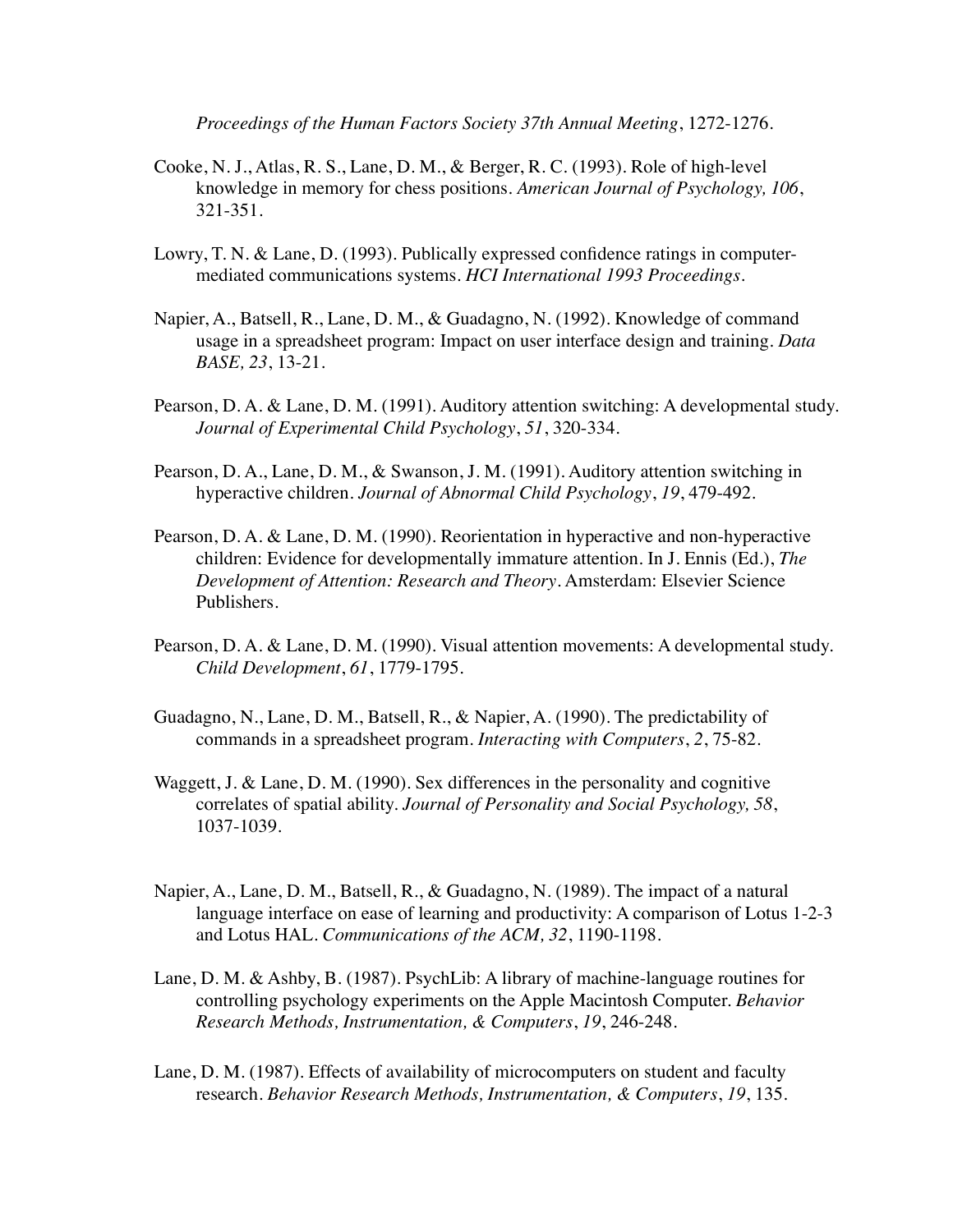*Proceedings of the Human Factors Society 37th Annual Meeting*, 1272-1276.

Cooke, N. J., Atlas, R. S., Lane, D. M., & Berger, R. C. (1993). Role of high-level knowledge in memory for chess positions. *American Journal of Psychology, 106*, 321-351.

Lowry, T. N. & Lane, D. (1993). Publically expressed confidence ratings in computer-mediated communications systems. *HCI International 1993 Proceedings*.

Napier, A., Batsell, R., Lane, D. M., & Guadagno, N. (1992). Knowledge of command usage in a spreadsheet program: Impact on user interface design and training. *Data BASE, 23*, 13-21.

Pearson, D. A. & Lane, D. M. (1991). Auditory attention switching: A developmental study. *Journal of Experimental Child Psychology*, *51*, 320-334.

Pearson, D. A., Lane, D. M., & Swanson, J. M. (1991). Auditory attention switching in hyperactive children. *Journal of Abnormal Child Psychology*, *19*, 479-492.

Pearson, D. A. & Lane, D. M. (1990). Reorientation in hyperactive and non-hyperactive children: Evidence for developmentally immature attention. In J. Ennis (Ed.), *The Development of Attention: Research and Theory*. Amsterdam: Elsevier Science Publishers.

Pearson, D. A. & Lane, D. M. (1990). Visual attention movements: A developmental study. *Child Development*, *61*, 1779-1795.

Guadagno, N., Lane, D. M., Batsell, R., & Napier, A. (1990). The predictability of commands in a spreadsheet program. *Interacting with Computers*, *2*, 75-82.

Waggett, J. & Lane, D. M. (1990). Sex differences in the personality and cognitive correlates of spatial ability. *Journal of Personality and Social Psychology, 58*, 1037-1039.

Napier, A., Lane, D. M., Batsell, R., & Guadagno, N. (1989). The impact of a natural language interface on ease of learning and productivity: A comparison of Lotus 1-2-3 and Lotus HAL. *Communications of the ACM, 32*, 1190-1198.

Lane, D. M. & Ashby, B. (1987). PsychLib: A library of machine-language routines for controlling psychology experiments on the Apple Macintosh Computer. *Behavior Research Methods, Instrumentation, & Computers*, *19*, 246-248.

Lane, D. M. (1987). Effects of availability of microcomputers on student and faculty research. *Behavior Research Methods, Instrumentation, & Computers*, *19*, 135.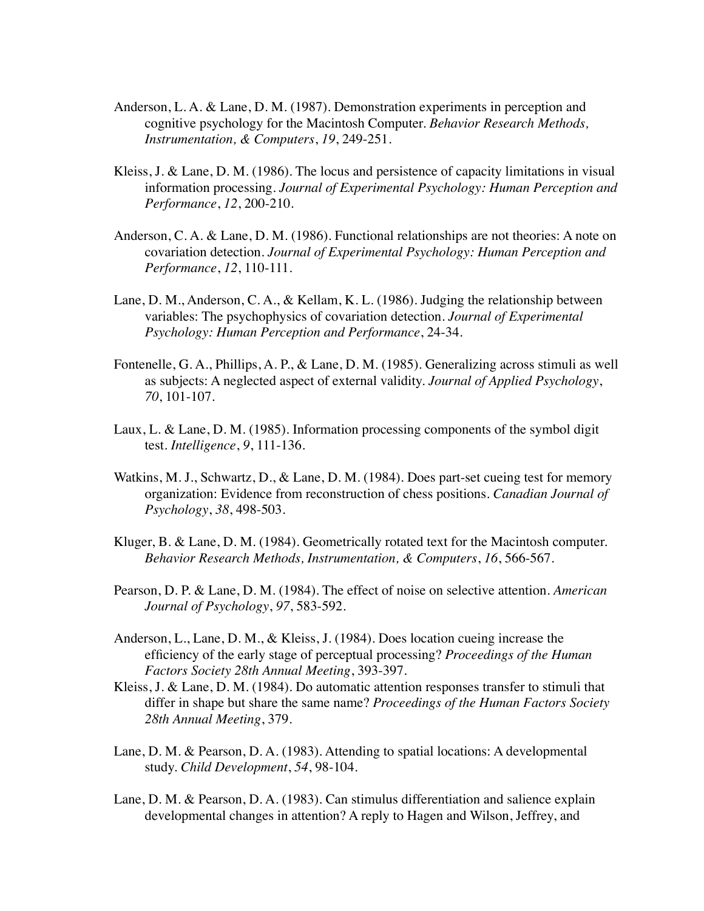Anderson, L. A. & Lane, D. M. (1987). Demonstration experiments in perception and cognitive psychology for the Macintosh Computer. *Behavior Research Methods, Instrumentation, & Computers*, *19*, 249-251.

Kleiss, J. & Lane, D. M. (1986). The locus and persistence of capacity limitations in visual information processing. *Journal of Experimental Psychology: Human Perception and Performance*, *12*, 200-210.

Anderson, C. A. & Lane, D. M. (1986). Functional relationships are not theories: A note on covariation detection. *Journal of Experimental Psychology: Human Perception and Performance*, *12*, 110-111.

Lane, D. M., Anderson, C. A., & Kellam, K. L. (1986). Judging the relationship between variables: The psychophysics of covariation detection. *Journal of Experimental Psychology: Human Perception and Performance*, 24-34.

Fontenelle, G. A., Phillips, A. P., & Lane, D. M. (1985). Generalizing across stimuli as well as subjects: A neglected aspect of external validity. *Journal of Applied Psychology*, *70*, 101-107.

Laux, L. & Lane, D. M. (1985). Information processing components of the symbol digit test. *Intelligence*, *9*, 111-136.

Watkins, M. J., Schwartz, D., & Lane, D. M. (1984). Does part-set cueing test for memory organization: Evidence from reconstruction of chess positions. *Canadian Journal of Psychology*, *38*, 498-503.

Kluger, B. & Lane, D. M. (1984). Geometrically rotated text for the Macintosh computer. *Behavior Research Methods, Instrumentation, & Computers*, *16*, 566-567.

Pearson, D. P. & Lane, D. M. (1984). The effect of noise on selective attention. *American Journal of Psychology*, *97*, 583-592.

Anderson, L., Lane, D. M., & Kleiss, J. (1984). Does location cueing increase the efficiency of the early stage of perceptual processing? *Proceedings of the Human Factors Society 28th Annual Meeting*, 393-397.

Kleiss, J. & Lane, D. M. (1984). Do automatic attention responses transfer to stimuli that differ in shape but share the same name? *Proceedings of the Human Factors Society 28th Annual Meeting*, 379.

Lane, D. M. & Pearson, D. A. (1983). Attending to spatial locations: A developmental study. *Child Development*, *54*, 98-104.

Lane, D. M. & Pearson, D. A. (1983). Can stimulus differentiation and salience explain developmental changes in attention? A reply to Hagen and Wilson, Jeffrey, and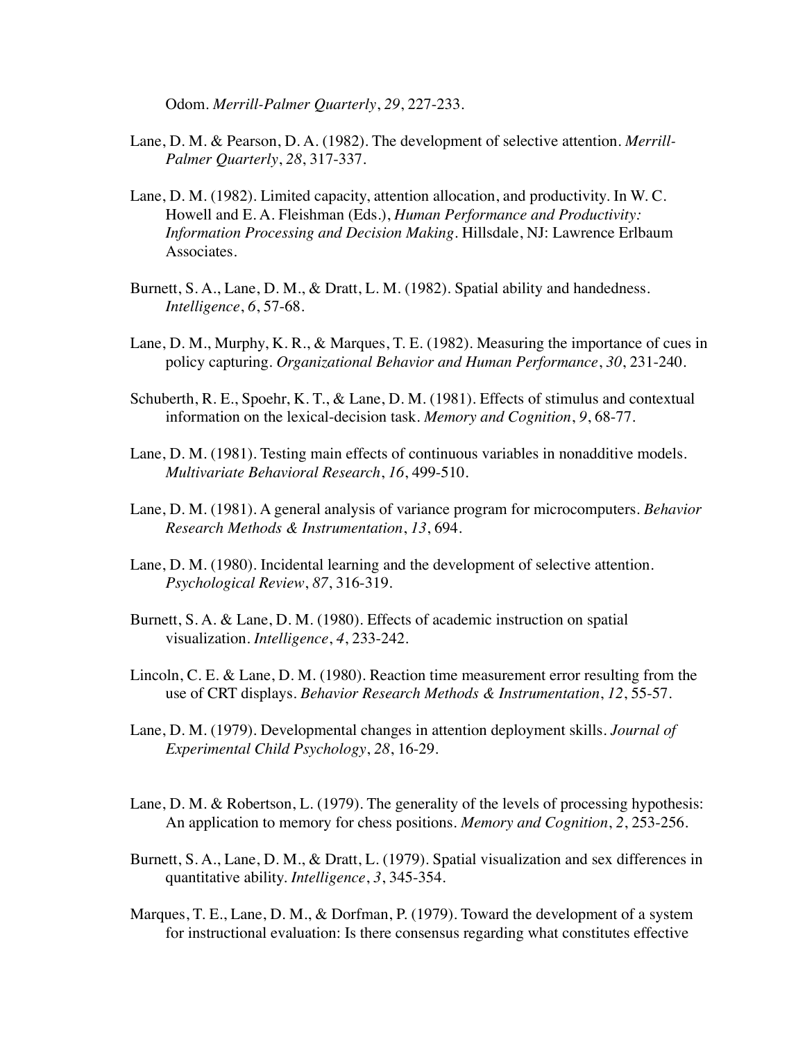Odom. *Merrill-Palmer Quarterly*, *29*, 227-233.

Lane, D. M. & Pearson, D. A. (1982). The development of selective attention. *Merrill-Palmer Quarterly*, *28*, 317-337.

Lane, D. M. (1982). Limited capacity, attention allocation, and productivity. In W. C. Howell and E. A. Fleishman (Eds.), *Human Performance and Productivity: Information Processing and Decision Making*. Hillsdale, NJ: Lawrence Erlbaum Associates.

Burnett, S. A., Lane, D. M., & Dratt, L. M. (1982). Spatial ability and handedness. *Intelligence*, *6*, 57-68.

Lane, D. M., Murphy, K. R., & Marques, T. E. (1982). Measuring the importance of cues in policy capturing. *Organizational Behavior and Human Performance*, *30*, 231-240.

Schuberth, R. E., Spoehr, K. T., & Lane, D. M. (1981). Effects of stimulus and contextual information on the lexical-decision task. *Memory and Cognition*, *9*, 68-77.

Lane, D. M. (1981). Testing main effects of continuous variables in nonadditive models. *Multivariate Behavioral Research*, *16*, 499-510.

Lane, D. M. (1981). A general analysis of variance program for microcomputers. *Behavior Research Methods & Instrumentation*, *13*, 694.

Lane, D. M. (1980). Incidental learning and the development of selective attention. *Psychological Review*, *87*, 316-319.

Burnett, S. A. & Lane, D. M. (1980). Effects of academic instruction on spatial visualization. *Intelligence*, *4*, 233-242.

Lincoln, C. E. & Lane, D. M. (1980). Reaction time measurement error resulting from the use of CRT displays. *Behavior Research Methods & Instrumentation*, *12*, 55-57.

Lane, D. M. (1979). Developmental changes in attention deployment skills. *Journal of Experimental Child Psychology*, *28*, 16-29.

Lane, D. M. & Robertson, L. (1979). The generality of the levels of processing hypothesis: An application to memory for chess positions. *Memory and Cognition*, *2*, 253-256.

Burnett, S. A., Lane, D. M., & Dratt, L. (1979). Spatial visualization and sex differences in quantitative ability. *Intelligence*, *3*, 345-354.

Marques, T. E., Lane, D. M., & Dorfman, P. (1979). Toward the development of a system for instructional evaluation: Is there consensus regarding what constitutes effective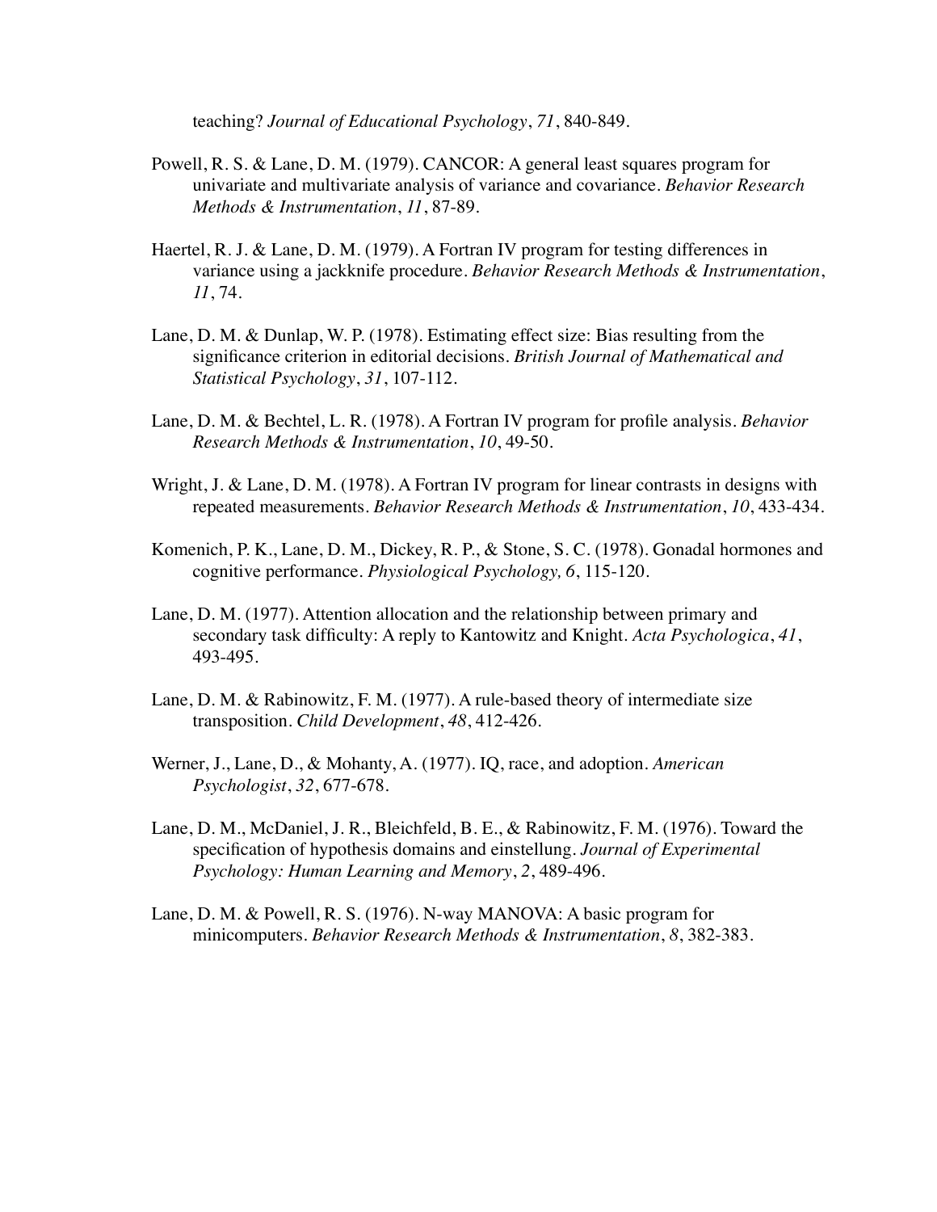teaching? *Journal of Educational Psychology*, *71*, 840-849.

Powell, R. S. & Lane, D. M. (1979). CANCOR: A general least squares program for univariate and multivariate analysis of variance and covariance. *Behavior Research Methods & Instrumentation*, *11*, 87-89.

Haertel, R. J. & Lane, D. M. (1979). A Fortran IV program for testing differences in variance using a jackknife procedure. *Behavior Research Methods & Instrumentation*, *11*, 74.

Lane, D. M. & Dunlap, W. P. (1978). Estimating effect size: Bias resulting from the significance criterion in editorial decisions. *British Journal of Mathematical and Statistical Psychology*, *31*, 107-112.

Lane, D. M. & Bechtel, L. R. (1978). A Fortran IV program for profile analysis. *Behavior Research Methods & Instrumentation*, *10*, 49-50.

Wright, J. & Lane, D. M. (1978). A Fortran IV program for linear contrasts in designs with repeated measurements. *Behavior Research Methods & Instrumentation*, *10*, 433-434.

Komenich, P. K., Lane, D. M., Dickey, R. P., & Stone, S. C. (1978). Gonadal hormones and cognitive performance. *Physiological Psychology, 6*, 115-120.

Lane, D. M. (1977). Attention allocation and the relationship between primary and secondary task difficulty: A reply to Kantowitz and Knight. *Acta Psychologica*, *41*, 493-495.

Lane, D. M. & Rabinowitz, F. M. (1977). A rule-based theory of intermediate size transposition. *Child Development*, *48*, 412-426.

Werner, J., Lane, D., & Mohanty, A. (1977). IQ, race, and adoption. *American Psychologist*, *32*, 677-678.

Lane, D. M., McDaniel, J. R., Bleichfeld, B. E., & Rabinowitz, F. M. (1976). Toward the specification of hypothesis domains and einstellung. *Journal of Experimental Psychology: Human Learning and Memory*, *2*, 489-496.

Lane, D. M. & Powell, R. S. (1976). N-way MANOVA: A basic program for minicomputers. *Behavior Research Methods & Instrumentation*, *8*, 382-383.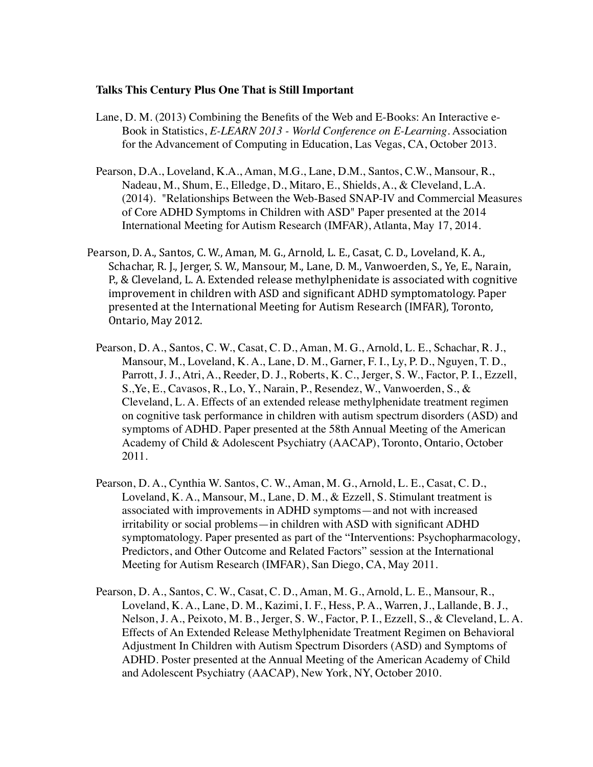**Talks This Century Plus One That is Still Important**

Lane, D. M. (2013) Combining the Benefits of the Web and E-Books: An Interactive e-Book in Statistics, *E-LEARN 2013 - World Conference on E-Learning*. Association for the Advancement of Computing in Education, Las Vegas, CA, October 2013.

Pearson, D.A., Loveland, K.A., Aman, M.G., Lane, D.M., Santos, C.W., Mansour, R., Nadeau, M., Shum, E., Elledge, D., Mitaro, E., Shields, A., & Cleveland, L.A. (2014). "Relationships Between the Web-Based SNAP-IV and Commercial Measures of Core ADHD Symptoms in Children with ASD" Paper presented at the 2014 International Meeting for Autism Research (IMFAR), Atlanta, May 17, 2014.

Pearson, D. A., Santos, C. W., Aman, M. G., Arnold, L. E., Casat, C. D., Loveland, K. A., Schachar, R. J., Jerger, S. W., Mansour, M., Lane, D. M., Vanwoerden, S., Ye, E., Narain, P., & Cleveland, L. A. Extended release methylphenidate is associated with cognitive improvement in children with ASD and significant ADHD symptomatology. Paper presented at the International Meeting for Autism Research (IMFAR), Toronto, Ontario, May 2012.

Pearson, D. A., Santos, C. W., Casat, C. D., Aman, M. G., Arnold, L. E., Schachar, R. J., Mansour, M., Loveland, K. A., Lane, D. M., Garner, F. I., Ly, P. D., Nguyen, T. D., Parrott, J. J., Atri, A., Reeder, D. J., Roberts, K. C., Jerger, S. W., Factor, P. I., Ezzell, S.,Ye, E., Cavasos, R., Lo, Y., Narain, P., Resendez, W., Vanwoerden, S., & Cleveland, L. A. Effects of an extended release methylphenidate treatment regimen on cognitive task performance in children with autism spectrum disorders (ASD) and symptoms of ADHD. Paper presented at the 58th Annual Meeting of the American Academy of Child & Adolescent Psychiatry (AACAP), Toronto, Ontario, October 2011.

Pearson, D. A., Cynthia W. Santos, C. W., Aman, M. G., Arnold, L. E., Casat, C. D., Loveland, K. A., Mansour, M., Lane, D. M., & Ezzell, S. Stimulant treatment is associated with improvements in ADHD symptoms—and not with increased irritability or social problems—in children with ASD with significant ADHD symptomatology. Paper presented as part of the "Interventions: Psychopharmacology, Predictors, and Other Outcome and Related Factors" session at the International Meeting for Autism Research (IMFAR), San Diego, CA, May 2011.

Pearson, D. A., Santos, C. W., Casat, C. D., Aman, M. G., Arnold, L. E., Mansour, R., Loveland, K. A., Lane, D. M., Kazimi, I. F., Hess, P. A., Warren, J., Lallande, B. J., Nelson, J. A., Peixoto, M. B., Jerger, S. W., Factor, P. I., Ezzell, S., & Cleveland, L. A. Effects of An Extended Release Methylphenidate Treatment Regimen on Behavioral Adjustment In Children with Autism Spectrum Disorders (ASD) and Symptoms of ADHD. Poster presented at the Annual Meeting of the American Academy of Child and Adolescent Psychiatry (AACAP), New York, NY, October 2010.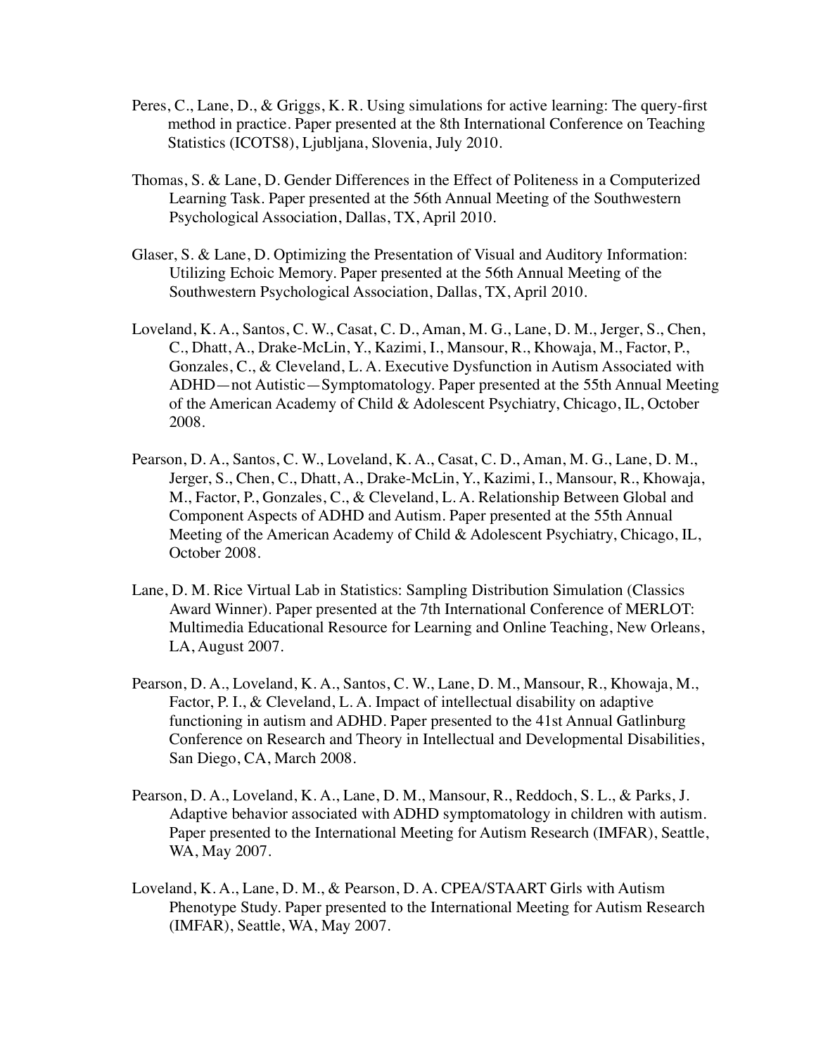Peres, C., Lane, D., & Griggs, K. R. Using simulations for active learning: The query-first method in practice. Paper presented at the 8th International Conference on Teaching Statistics (ICOTS8), Ljubljana, Slovenia, July 2010.

Thomas, S. & Lane, D. Gender Differences in the Effect of Politeness in a Computerized Learning Task. Paper presented at the 56th Annual Meeting of the Southwestern Psychological Association, Dallas, TX, April 2010.

Glaser, S. & Lane, D. Optimizing the Presentation of Visual and Auditory Information: Utilizing Echoic Memory. Paper presented at the 56th Annual Meeting of the Southwestern Psychological Association, Dallas, TX, April 2010.

Loveland, K. A., Santos, C. W., Casat, C. D., Aman, M. G., Lane, D. M., Jerger, S., Chen, C., Dhatt, A., Drake-McLin, Y., Kazimi, I., Mansour, R., Khowaja, M., Factor, P., Gonzales, C., & Cleveland, L. A. Executive Dysfunction in Autism Associated with ADHD—not Autistic—Symptomatology. Paper presented at the 55th Annual Meeting of the American Academy of Child & Adolescent Psychiatry, Chicago, IL, October 2008.

Pearson, D. A., Santos, C. W., Loveland, K. A., Casat, C. D., Aman, M. G., Lane, D. M., Jerger, S., Chen, C., Dhatt, A., Drake-McLin, Y., Kazimi, I., Mansour, R., Khowaja, M., Factor, P., Gonzales, C., & Cleveland, L. A. Relationship Between Global and Component Aspects of ADHD and Autism. Paper presented at the 55th Annual Meeting of the American Academy of Child & Adolescent Psychiatry, Chicago, IL, October 2008.

Lane, D. M. Rice Virtual Lab in Statistics: Sampling Distribution Simulation (Classics Award Winner). Paper presented at the 7th International Conference of MERLOT: Multimedia Educational Resource for Learning and Online Teaching, New Orleans, LA, August 2007.

Pearson, D. A., Loveland, K. A., Santos, C. W., Lane, D. M., Mansour, R., Khowaja, M., Factor, P. I., & Cleveland, L. A. Impact of intellectual disability on adaptive functioning in autism and ADHD. Paper presented to the 41st Annual Gatlinburg Conference on Research and Theory in Intellectual and Developmental Disabilities, San Diego, CA, March 2008.

Pearson, D. A., Loveland, K. A., Lane, D. M., Mansour, R., Reddoch, S. L., & Parks, J. Adaptive behavior associated with ADHD symptomatology in children with autism. Paper presented to the International Meeting for Autism Research (IMFAR), Seattle, WA, May 2007.

Loveland, K. A., Lane, D. M., & Pearson, D. A. CPEA/STAART Girls with Autism Phenotype Study. Paper presented to the International Meeting for Autism Research (IMFAR), Seattle, WA, May 2007.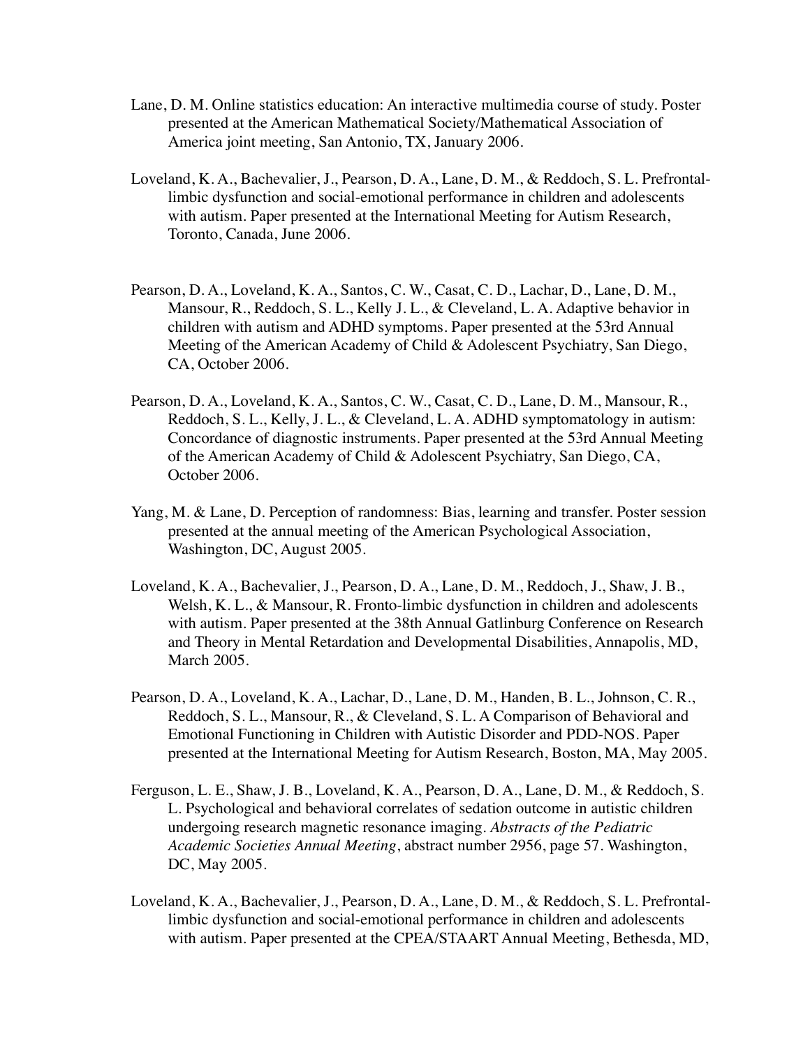Lane, D. M. Online statistics education: An interactive multimedia course of study. Poster presented at the American Mathematical Society/Mathematical Association of America joint meeting, San Antonio, TX, January 2006.

Loveland, K. A., Bachevalier, J., Pearson, D. A., Lane, D. M., & Reddoch, S. L. Prefrontal-limbic dysfunction and social-emotional performance in children and adolescents with autism. Paper presented at the International Meeting for Autism Research, Toronto, Canada, June 2006.

Pearson, D. A., Loveland, K. A., Santos, C. W., Casat, C. D., Lachar, D., Lane, D. M., Mansour, R., Reddoch, S. L., Kelly J. L., & Cleveland, L. A. Adaptive behavior in children with autism and ADHD symptoms. Paper presented at the 53rd Annual Meeting of the American Academy of Child & Adolescent Psychiatry, San Diego, CA, October 2006.

Pearson, D. A., Loveland, K. A., Santos, C. W., Casat, C. D., Lane, D. M., Mansour, R., Reddoch, S. L., Kelly, J. L., & Cleveland, L. A. ADHD symptomatology in autism: Concordance of diagnostic instruments. Paper presented at the 53rd Annual Meeting of the American Academy of Child & Adolescent Psychiatry, San Diego, CA, October 2006.

Yang, M. & Lane, D. Perception of randomness: Bias, learning and transfer. Poster session presented at the annual meeting of the American Psychological Association, Washington, DC, August 2005.

Loveland, K. A., Bachevalier, J., Pearson, D. A., Lane, D. M., Reddoch, J., Shaw, J. B., Welsh, K. L., & Mansour, R. Fronto-limbic dysfunction in children and adolescents with autism. Paper presented at the 38th Annual Gatlinburg Conference on Research and Theory in Mental Retardation and Developmental Disabilities, Annapolis, MD, March 2005.

Pearson, D. A., Loveland, K. A., Lachar, D., Lane, D. M., Handen, B. L., Johnson, C. R., Reddoch, S. L., Mansour, R., & Cleveland, S. L. A Comparison of Behavioral and Emotional Functioning in Children with Autistic Disorder and PDD-NOS. Paper presented at the International Meeting for Autism Research, Boston, MA, May 2005.

Ferguson, L. E., Shaw, J. B., Loveland, K. A., Pearson, D. A., Lane, D. M., & Reddoch, S. L. Psychological and behavioral correlates of sedation outcome in autistic children undergoing research magnetic resonance imaging. *Abstracts of the Pediatric Academic Societies Annual Meeting*, abstract number 2956, page 57. Washington, DC, May 2005.

Loveland, K. A., Bachevalier, J., Pearson, D. A., Lane, D. M., & Reddoch, S. L. Prefrontal-limbic dysfunction and social-emotional performance in children and adolescents with autism. Paper presented at the CPEA/STAART Annual Meeting, Bethesda, MD,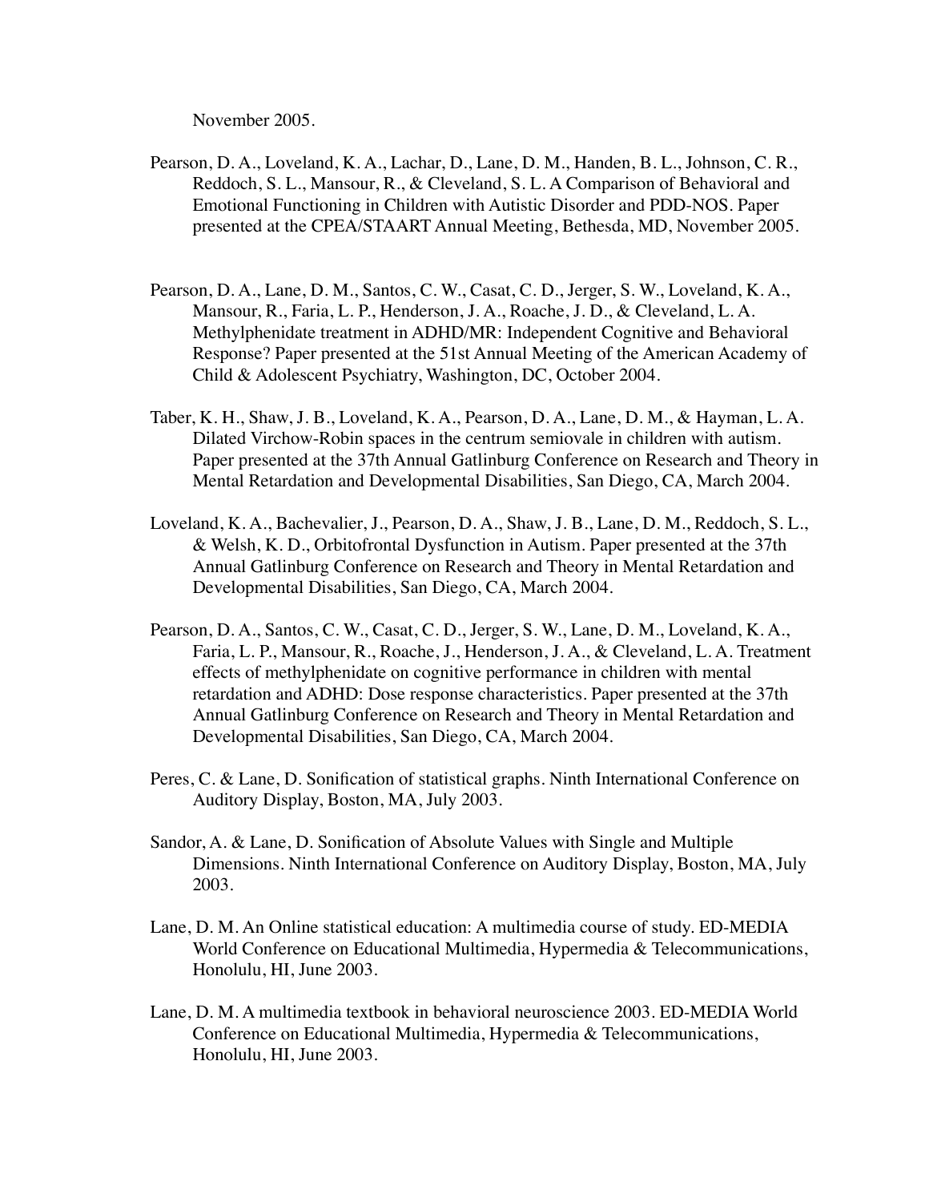November 2005.

Pearson, D. A., Loveland, K. A., Lachar, D., Lane, D. M., Handen, B. L., Johnson, C. R., Reddoch, S. L., Mansour, R., & Cleveland, S. L. A Comparison of Behavioral and Emotional Functioning in Children with Autistic Disorder and PDD-NOS. Paper presented at the CPEA/STAART Annual Meeting, Bethesda, MD, November 2005.

Pearson, D. A., Lane, D. M., Santos, C. W., Casat, C. D., Jerger, S. W., Loveland, K. A., Mansour, R., Faria, L. P., Henderson, J. A., Roache, J. D., & Cleveland, L. A. Methylphenidate treatment in ADHD/MR: Independent Cognitive and Behavioral Response? Paper presented at the 51st Annual Meeting of the American Academy of Child & Adolescent Psychiatry, Washington, DC, October 2004.

Taber, K. H., Shaw, J. B., Loveland, K. A., Pearson, D. A., Lane, D. M., & Hayman, L. A. Dilated Virchow-Robin spaces in the centrum semiovale in children with autism. Paper presented at the 37th Annual Gatlinburg Conference on Research and Theory in Mental Retardation and Developmental Disabilities, San Diego, CA, March 2004.

Loveland, K. A., Bachevalier, J., Pearson, D. A., Shaw, J. B., Lane, D. M., Reddoch, S. L., & Welsh, K. D., Orbitofrontal Dysfunction in Autism. Paper presented at the 37th Annual Gatlinburg Conference on Research and Theory in Mental Retardation and Developmental Disabilities, San Diego, CA, March 2004.

Pearson, D. A., Santos, C. W., Casat, C. D., Jerger, S. W., Lane, D. M., Loveland, K. A., Faria, L. P., Mansour, R., Roache, J., Henderson, J. A., & Cleveland, L. A. Treatment effects of methylphenidate on cognitive performance in children with mental retardation and ADHD: Dose response characteristics. Paper presented at the 37th Annual Gatlinburg Conference on Research and Theory in Mental Retardation and Developmental Disabilities, San Diego, CA, March 2004.

Peres, C. & Lane, D. Sonification of statistical graphs. Ninth International Conference on Auditory Display, Boston, MA, July 2003.

Sandor, A. & Lane, D. Sonification of Absolute Values with Single and Multiple Dimensions. Ninth International Conference on Auditory Display, Boston, MA, July 2003.

Lane, D. M. An Online statistical education: A multimedia course of study. ED-MEDIA World Conference on Educational Multimedia, Hypermedia & Telecommunications, Honolulu, HI, June 2003.

Lane, D. M. A multimedia textbook in behavioral neuroscience 2003. ED-MEDIA World Conference on Educational Multimedia, Hypermedia & Telecommunications, Honolulu, HI, June 2003.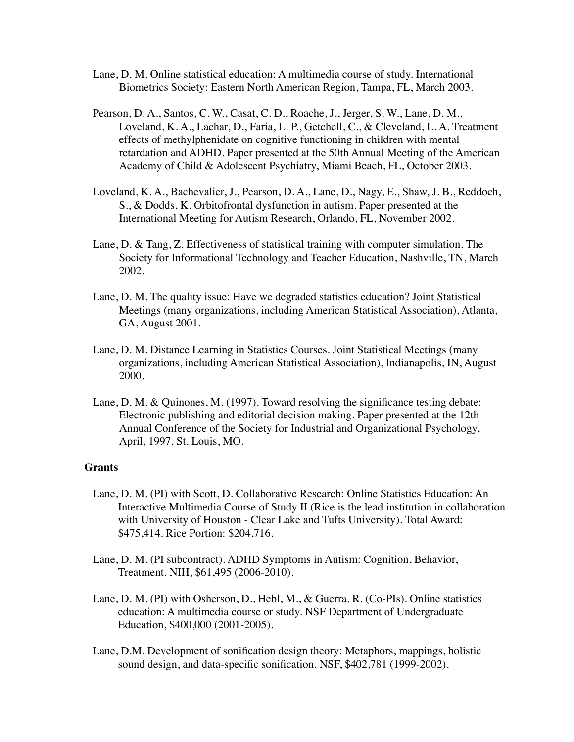Lane, D. M. Online statistical education: A multimedia course of study. International Biometrics Society: Eastern North American Region, Tampa, FL, March 2003.

Pearson, D. A., Santos, C. W., Casat, C. D., Roache, J., Jerger, S. W., Lane, D. M., Loveland, K. A., Lachar, D., Faria, L. P., Getchell, C., & Cleveland, L. A. Treatment effects of methylphenidate on cognitive functioning in children with mental retardation and ADHD. Paper presented at the 50th Annual Meeting of the American Academy of Child & Adolescent Psychiatry, Miami Beach, FL, October 2003.

Loveland, K. A., Bachevalier, J., Pearson, D. A., Lane, D., Nagy, E., Shaw, J. B., Reddoch, S., & Dodds, K. Orbitofrontal dysfunction in autism. Paper presented at the International Meeting for Autism Research, Orlando, FL, November 2002.

Lane, D. & Tang, Z. Effectiveness of statistical training with computer simulation. The Society for Informational Technology and Teacher Education, Nashville, TN, March 2002.

Lane, D. M. The quality issue: Have we degraded statistics education? Joint Statistical Meetings (many organizations, including American Statistical Association), Atlanta, GA, August 2001.

Lane, D. M. Distance Learning in Statistics Courses. Joint Statistical Meetings (many organizations, including American Statistical Association), Indianapolis, IN, August 2000.

Lane, D. M. & Quinones, M. (1997). Toward resolving the significance testing debate: Electronic publishing and editorial decision making. Paper presented at the 12th Annual Conference of the Society for Industrial and Organizational Psychology, April, 1997. St. Louis, MO.

**Grants**

Lane, D. M. (PI) with Scott, D. Collaborative Research: Online Statistics Education: An Interactive Multimedia Course of Study II (Rice is the lead institution in collaboration with University of Houston - Clear Lake and Tufts University). Total Award: $475,414. Rice Portion: $204,716.

Lane, D. M. (PI subcontract). ADHD Symptoms in Autism: Cognition, Behavior, Treatment. NIH, $61,495 (2006-2010).

Lane, D. M. (PI) with Osherson, D., Hebl, M., & Guerra, R. (Co-PIs). Online statistics education: A multimedia course or study. NSF Department of Undergraduate Education, $400,000 (2001-2005).

Lane, D.M. Development of sonification design theory: Metaphors, mappings, holistic sound design, and data-specific sonification. NSF, $402,781 (1999-2002).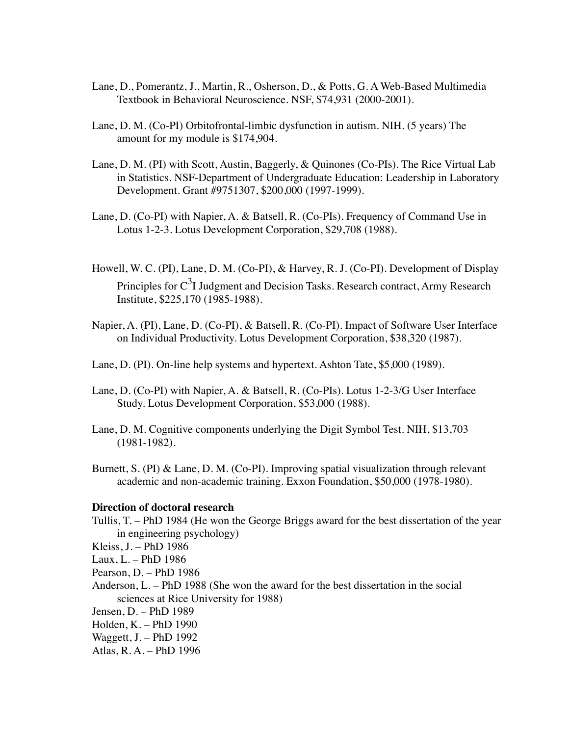Lane, D., Pomerantz, J., Martin, R., Osherson, D., & Potts, G. A Web-Based Multimedia Textbook in Behavioral Neuroscience. NSF, $74,931 (2000-2001).

Lane, D. M. (Co-PI) Orbitofrontal-limbic dysfunction in autism. NIH. (5 years) The amount for my module is $174,904.

Lane, D. M. (PI) with Scott, Austin, Baggerly, & Quinones (Co-PIs). The Rice Virtual Lab in Statistics. NSF-Department of Undergraduate Education: Leadership in Laboratory Development. Grant #9751307, $200,000 (1997-1999).

Lane, D. (Co-PI) with Napier, A. & Batsell, R. (Co-PIs). Frequency of Command Use in Lotus 1-2-3. Lotus Development Corporation, $29,708 (1988).

Howell, W. C. (PI), Lane, D. M. (Co-PI), & Harvey, R. J. (Co-PI). Development of Display Principles for $C^3$I Judgment and Decision Tasks. Research contract, Army Research Institute, $225,170 (1985-1988).

Napier, A. (PI), Lane, D. (Co-PI), & Batsell, R. (Co-PI). Impact of Software User Interface on Individual Productivity. Lotus Development Corporation, $38,320 (1987).

Lane, D. (PI). On-line help systems and hypertext. Ashton Tate, $5,000 (1989).

Lane, D. (Co-PI) with Napier, A. & Batsell, R. (Co-PIs). Lotus 1-2-3/G User Interface Study. Lotus Development Corporation, $53,000 (1988).

Lane, D. M. Cognitive components underlying the Digit Symbol Test. NIH, $13,703 (1981-1982).

Burnett, S. (PI) & Lane, D. M. (Co-PI). Improving spatial visualization through relevant academic and non-academic training. Exxon Foundation, $50,000 (1978-1980).

**Direction of doctoral research**

Tullis, T. – PhD 1984 (He won the George Briggs award for the best dissertation of the year in engineering psychology)
Kleiss, J. – PhD 1986
Laux, L. – PhD 1986
Pearson, D. – PhD 1986
Anderson, L. – PhD 1988 (She won the award for the best dissertation in the social sciences at Rice University for 1988)
Jensen, D. – PhD 1989
Holden, K. – PhD 1990
Waggett, J. – PhD 1992
Atlas, R. A. – PhD 1996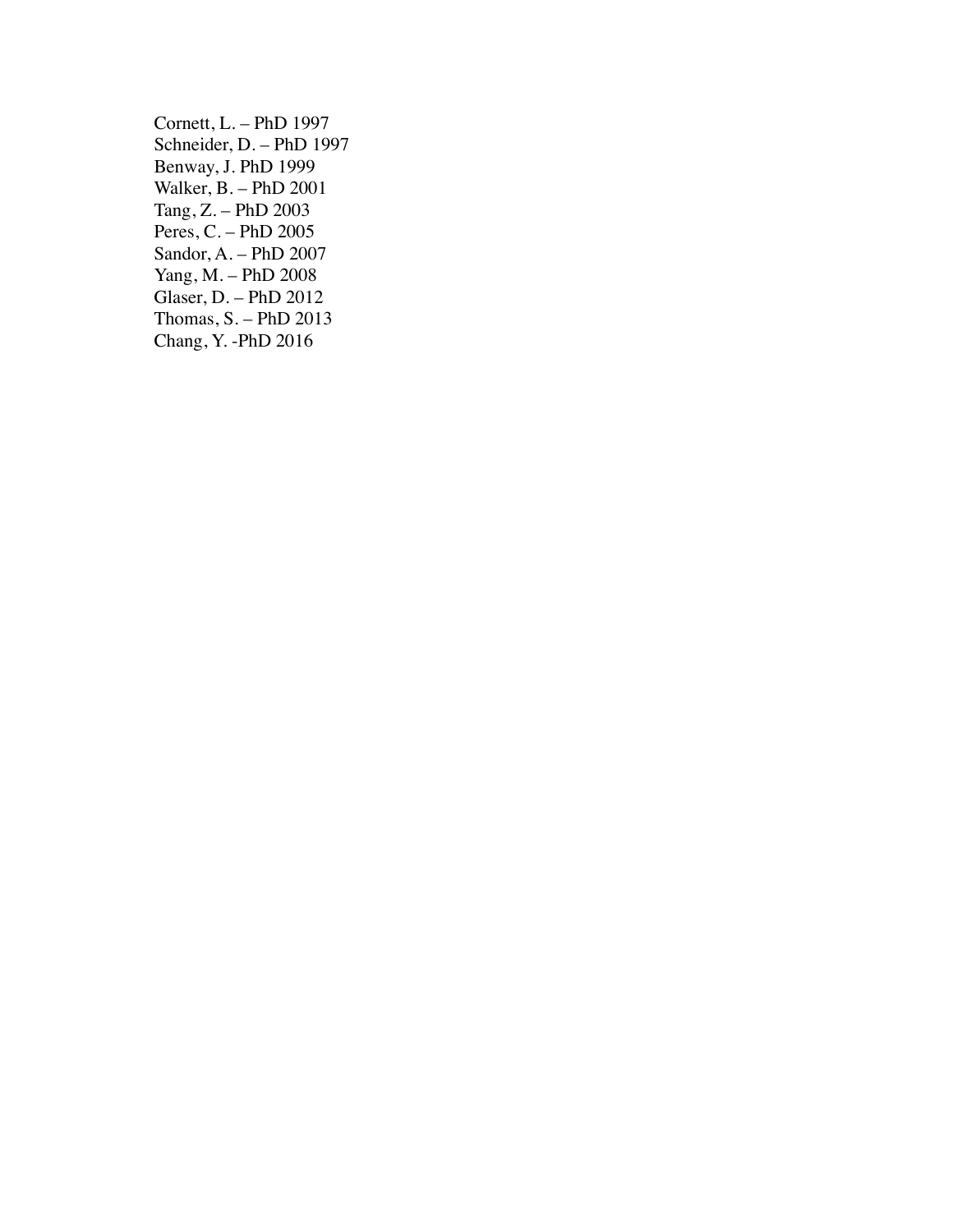Cornett, L. – PhD 1997
Schneider, D. – PhD 1997
Benway, J. PhD 1999
Walker, B. – PhD 2001
Tang, Z. – PhD 2003
Peres, C. – PhD 2005
Sandor, A. – PhD 2007
Yang, M. – PhD 2008
Glaser, D. – PhD 2012
Thomas, S. – PhD 2013
Chang, Y. -PhD 2016